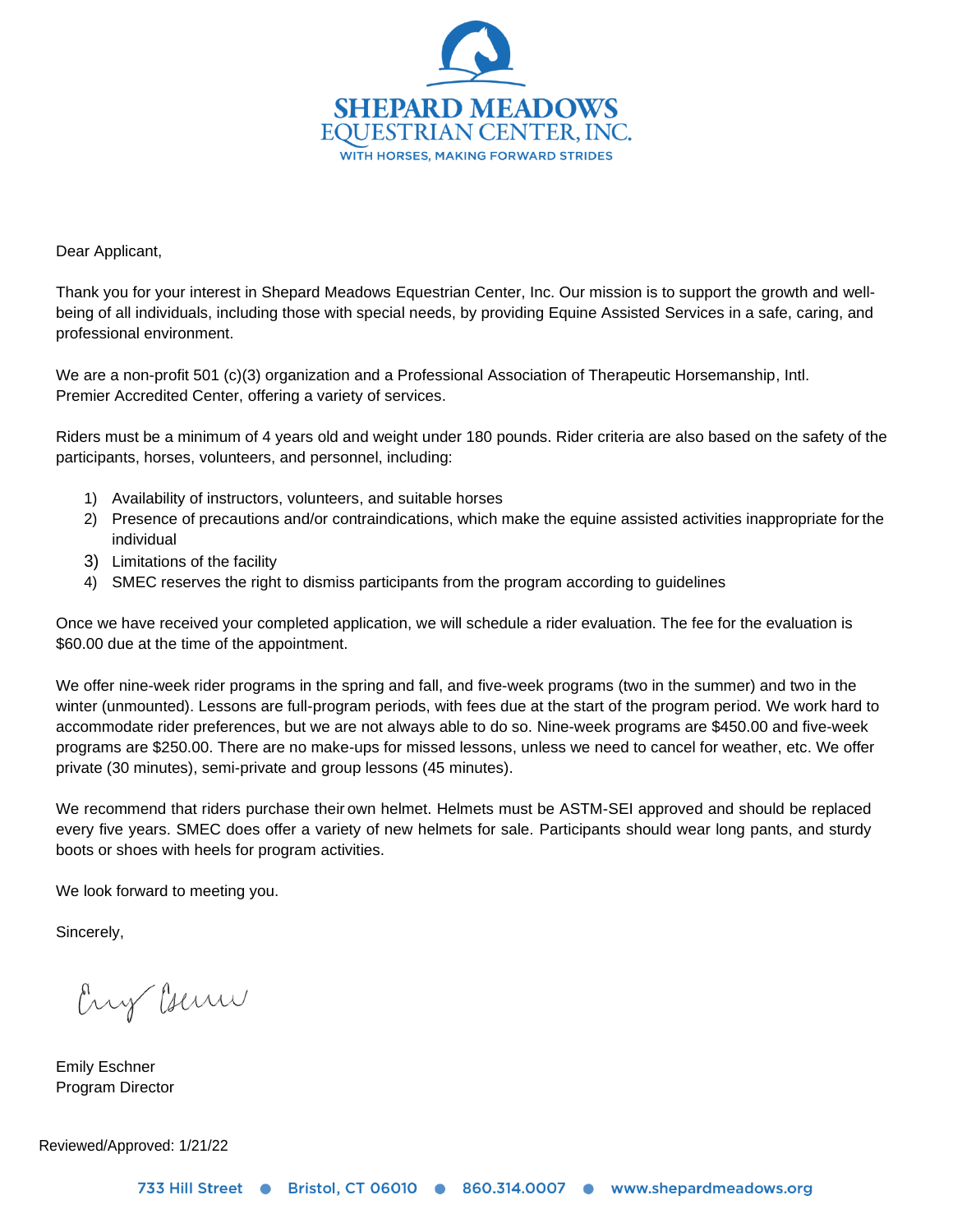**SHEPARD MEADOWS**
**EQUESTRIAN CENTER, INC.**
WITH HORSES, MAKING FORWARD STRIDES

Dear Applicant,

Thank you for your interest in Shepard Meadows Equestrian Center, Inc. Our mission is to support the growth and well-being of all individuals, including those with special needs, by providing Equine Assisted Services in a safe, caring, and professional environment.

We are a non-profit 501 (c)(3) organization and a Professional Association of Therapeutic Horsemanship, Intl. Premier Accredited Center, offering a variety of services.

Riders must be a minimum of 4 years old and weight under 180 pounds. Rider criteria are also based on the safety of the participants, horses, volunteers, and personnel, including:

1) Availability of instructors, volunteers, and suitable horses
2) Presence of precautions and/or contraindications, which make the equine assisted activities inappropriate for the individual
3) Limitations of the facility
4) SMEC reserves the right to dismiss participants from the program according to guidelines

Once we have received your completed application, we will schedule a rider evaluation. The fee for the evaluation is $60.00 due at the time of the appointment.

We offer nine-week rider programs in the spring and fall, and five-week programs (two in the summer) and two in the winter (unmounted). Lessons are full-program periods, with fees due at the start of the program period. We work hard to accommodate rider preferences, but we are not always able to do so. Nine-week programs are $450.00 and five-week programs are $250.00. There are no make-ups for missed lessons, unless we need to cancel for weather, etc. We offer private (30 minutes), semi-private and group lessons (45 minutes).

We recommend that riders purchase their own helmet. Helmets must be ASTM-SEI approved and should be replaced every five years. SMEC does offer a variety of new helmets for sale. Participants should wear long pants, and sturdy boots or shoes with heels for program activities.

We look forward to meeting you.

Sincerely,

Emily Eschner
Program Director

Reviewed/Approved: 1/21/22

733 Hill Street • Bristol, CT 06010 • 860.314.0007 • www.shepardmeadows.org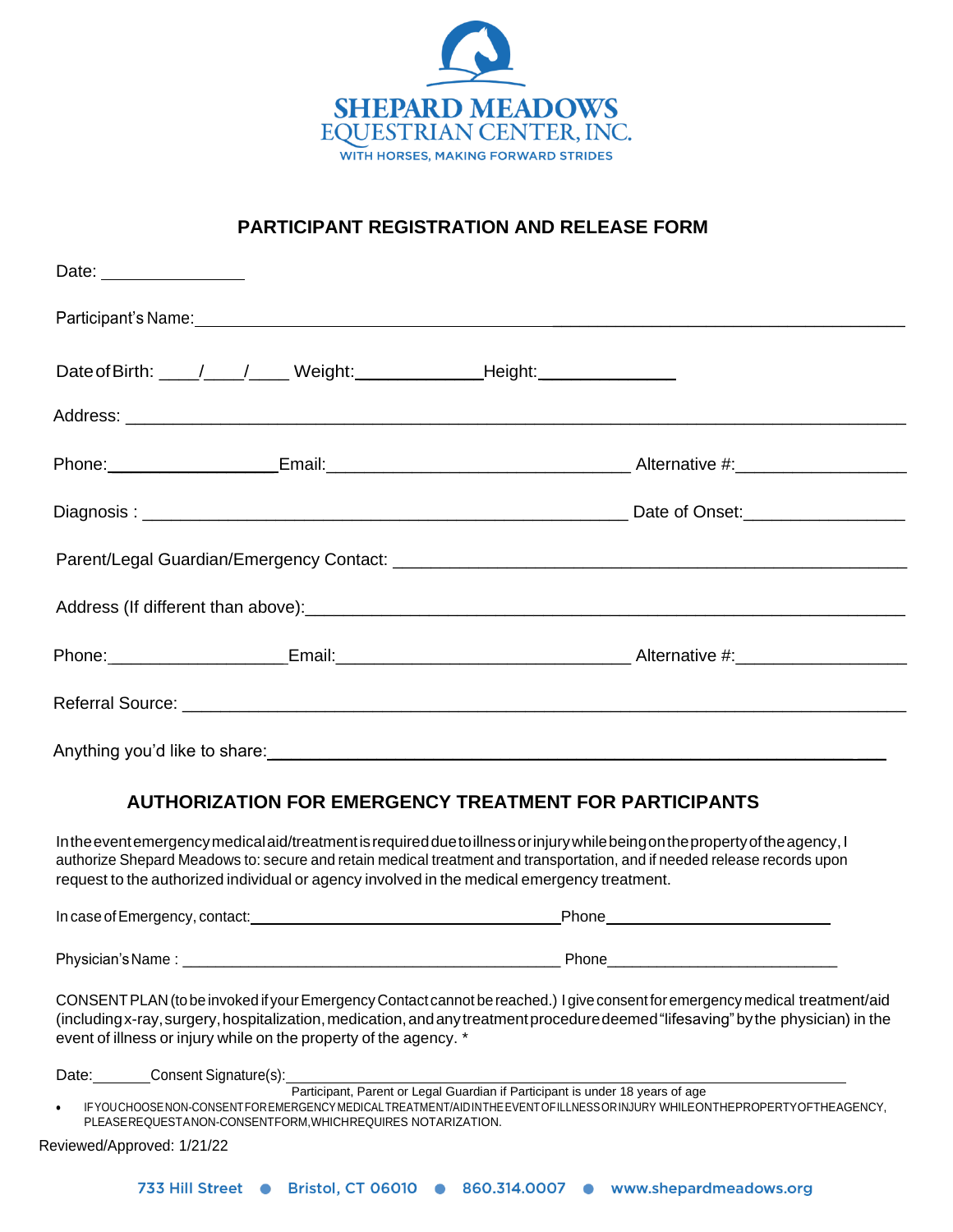**SHEPARD MEADOWS**
**EQUESTRIAN CENTER, INC.**
WITH HORSES, MAKING FORWARD STRIDES

## PARTICIPANT REGISTRATION AND RELEASE FORM

Date: ______________

Participant's Name: ______________________________________________________________

Date of Birth: ____/____/____ Weight: _____________ Height: _____________

Address: ______________________________________________________________________

Phone: _________________ Email: ______________________________ Alternative #: ________________

Diagnosis : _____________________________________________ Date of Onset: ________________

Parent/Legal Guardian/Emergency Contact: _____________________________________________

Address (If different than above): ________________________________________________________

Phone: __________________ Email: ______________________________ Alternative #: ________________

Referral Source: _________________________________________________________________

Anything you'd like to share: ___________________________________________________________

## AUTHORIZATION FOR EMERGENCY TREATMENT FOR PARTICIPANTS

In the event emergency medical aid/treatment is required due to illness or injury while being on the property of the agency, I authorize Shepard Meadows to: secure and retain medical treatment and transportation, and if needed release records upon request to the authorized individual or agency involved in the medical emergency treatment.

In case of Emergency, contact: ____________________________________ Phone ________________________

Physician's Name : ________________________________________ Phone ___________________________

CONSENT PLAN (to be invoked if your Emergency Contact cannot be reached.) I give consent for emergency medical treatment/aid (including x-ray, surgery, hospitalization, medication, and any treatment procedure deemed "lifesaving" by the physician) in the event of illness or injury while on the property of the agency. *

Date: _______ Consent Signature(s): _____________________________________________________________
Participant, Parent or Legal Guardian if Participant is under 18 years of age

- IF YOU CHOOSE NON-CONSENT FOR EMERGENCY MEDICAL TREATMENT/AID IN THE EVENT OF ILLNESS OR INJURY WHILE ON THE PROPERTY OF THE AGENCY, PLEASE REQUEST A NON-CONSENT FORM, WHICH REQUIRES NOTARIZATION.

Reviewed/Approved: 1/21/22

733 Hill Street ● Bristol, CT 06010 ● 860.314.0007 ● www.shepardmeadows.org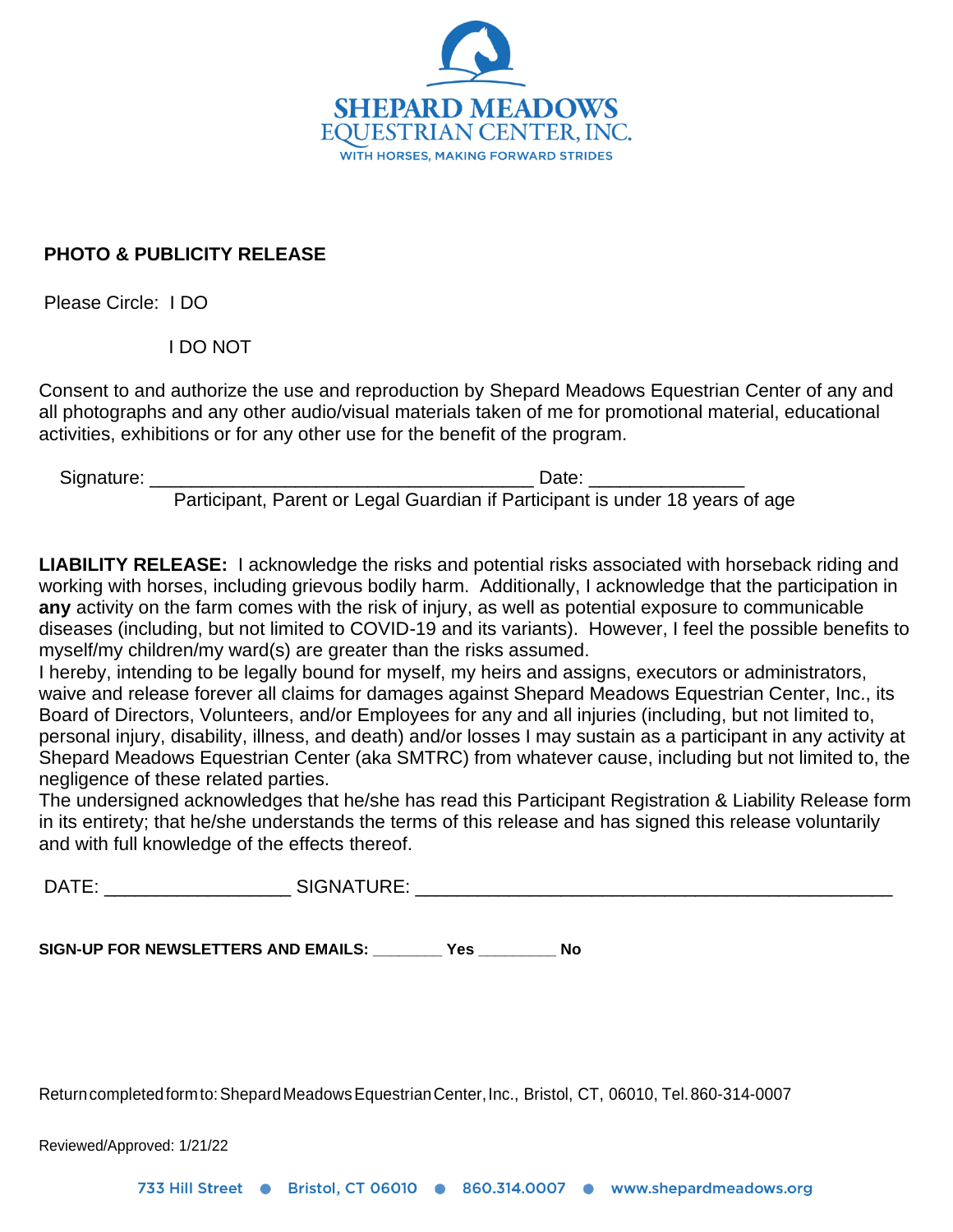SHEPARD MEADOWS
EQUESTRIAN CENTER, INC.
WITH HORSES, MAKING FORWARD STRIDES

**PHOTO & PUBLICITY RELEASE**

Please Circle: I DO

I DO NOT

Consent to and authorize the use and reproduction by Shepard Meadows Equestrian Center of any and all photographs and any other audio/visual materials taken of me for promotional material, educational activities, exhibitions or for any other use for the benefit of the program.

Signature: ____________________________________ Date: _______________
Participant, Parent or Legal Guardian if Participant is under 18 years of age

**LIABILITY RELEASE:** I acknowledge the risks and potential risks associated with horseback riding and working with horses, including grievous bodily harm. Additionally, I acknowledge that the participation in **any** activity on the farm comes with the risk of injury, as well as potential exposure to communicable diseases (including, but not limited to COVID-19 and its variants). However, I feel the possible benefits to myself/my children/my ward(s) are greater than the risks assumed.

I hereby, intending to be legally bound for myself, my heirs and assigns, executors or administrators, waive and release forever all claims for damages against Shepard Meadows Equestrian Center, Inc., its Board of Directors, Volunteers, and/or Employees for any and all injuries (including, but not limited to, personal injury, disability, illness, and death) and/or losses I may sustain as a participant in any activity at Shepard Meadows Equestrian Center (aka SMTRC) from whatever cause, including but not limited to, the negligence of these related parties.

The undersigned acknowledges that he/she has read this Participant Registration & Liability Release form in its entirety; that he/she understands the terms of this release and has signed this release voluntarily and with full knowledge of the effects thereof.

DATE: __________________ SIGNATURE: _______________________________________________

**SIGN-UP FOR NEWSLETTERS AND EMAILS: _______ Yes ________ No**

Return completed form to: Shepard Meadows Equestrian Center, Inc., Bristol, CT, 06010, Tel. 860-314-0007

Reviewed/Approved: 1/21/22

733 Hill Street • Bristol, CT 06010 • 860.314.0007 • www.shepardmeadows.org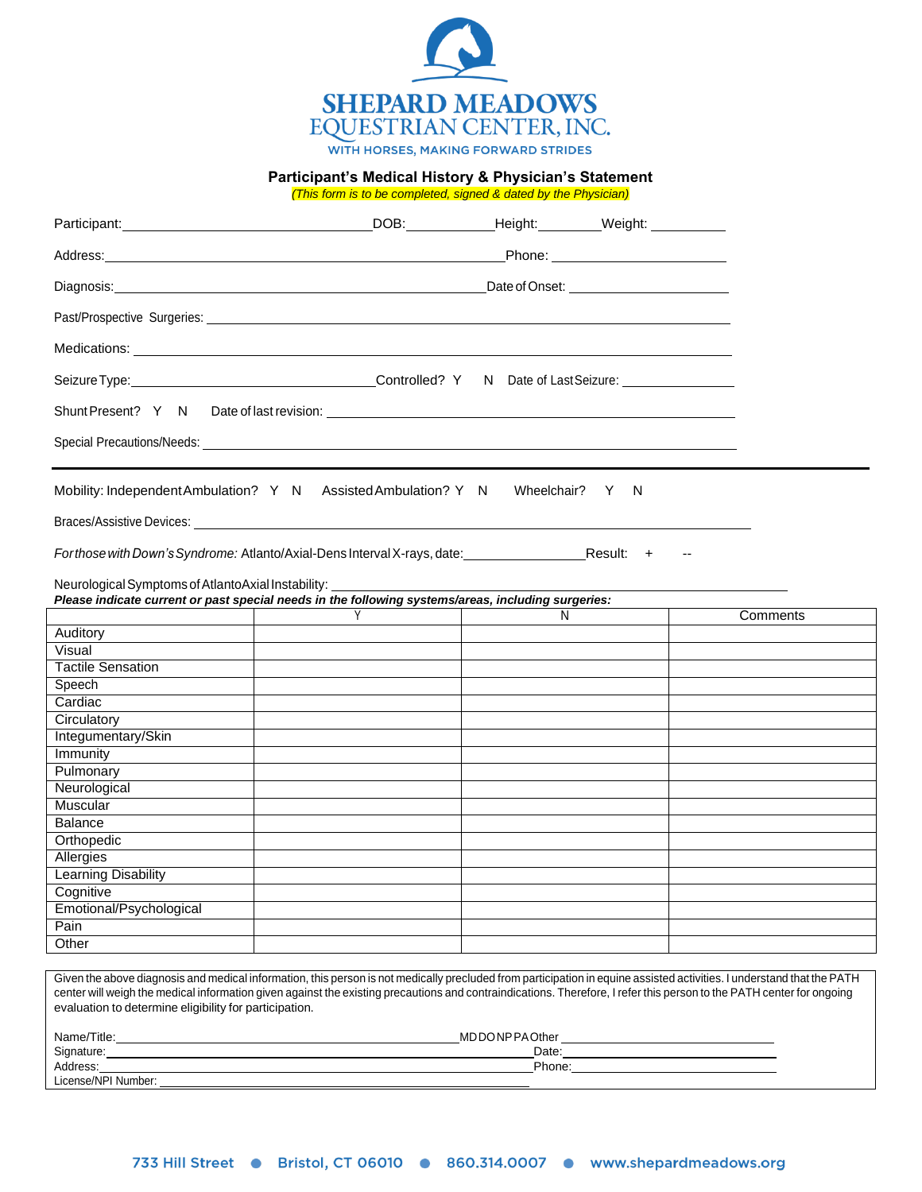# SHEPARD MEADOWS EQUESTRIAN CENTER, INC.

WITH HORSES, MAKING FORWARD STRIDES

## Participant's Medical History & Physician's Statement

*(This form is to be completed, signed & dated by the Physician)*

Participant:\_\_\_\_\_\_\_\_\_\_\_\_\_\_\_\_\_\_\_\_\_\_\_\_\_\_\_\_\_\_DOB:\_\_\_\_\_\_\_\_\_\_\_Height:\_\_\_\_\_\_\_\_Weight: \_\_\_\_\_\_\_\_\_\_

Address:\_\_\_\_\_\_\_\_\_\_\_\_\_\_\_\_\_\_\_\_\_\_\_\_\_\_\_\_\_\_\_\_\_\_\_\_\_\_\_\_\_\_\_\_\_\_\_\_Phone: \_\_\_\_\_\_\_\_\_\_\_\_\_\_\_\_\_\_\_\_\_\_

Diagnosis:\_\_\_\_\_\_\_\_\_\_\_\_\_\_\_\_\_\_\_\_\_\_\_\_\_\_\_\_\_\_\_\_\_\_\_\_\_\_\_\_\_\_\_\_\_Date of Onset: \_\_\_\_\_\_\_\_\_\_\_\_\_\_\_\_\_\_\_\_

Past/Prospective Surgeries: \_\_\_\_\_\_\_\_\_\_\_\_\_\_\_\_\_\_\_\_\_\_\_\_\_\_\_\_\_\_\_\_\_\_\_\_\_\_\_\_\_\_\_\_\_\_\_\_\_\_\_\_\_\_\_\_\_\_\_\_

Medications: \_\_\_\_\_\_\_\_\_\_\_\_\_\_\_\_\_\_\_\_\_\_\_\_\_\_\_\_\_\_\_\_\_\_\_\_\_\_\_\_\_\_\_\_\_\_\_\_\_\_\_\_\_\_\_\_\_\_\_\_\_\_\_\_\_\_\_\_\_

Seizure Type:\_\_\_\_\_\_\_\_\_\_\_\_\_\_\_\_\_\_\_\_\_\_\_\_\_\_\_\_\_\_Controlled? Y N Date of Last Seizure: \_\_\_\_\_\_\_\_\_\_\_\_\_\_\_

Shunt Present? Y N Date of last revision: \_\_\_\_\_\_\_\_\_\_\_\_\_\_\_\_\_\_\_\_\_\_\_\_\_\_\_\_\_\_\_\_\_\_\_\_\_\_\_\_\_\_\_\_\_\_\_\_

Special Precautions/Needs: \_\_\_\_\_\_\_\_\_\_\_\_\_\_\_\_\_\_\_\_\_\_\_\_\_\_\_\_\_\_\_\_\_\_\_\_\_\_\_\_\_\_\_\_\_\_\_\_\_\_\_\_\_\_\_\_\_\_\_\_

---

Mobility: Independent Ambulation? Y N Assisted Ambulation? Y N Wheelchair? Y N

Braces/Assistive Devices: \_\_\_\_\_\_\_\_\_\_\_\_\_\_\_\_\_\_\_\_\_\_\_\_\_\_\_\_\_\_\_\_\_\_\_\_\_\_\_\_\_\_\_\_\_\_\_\_\_\_\_\_\_\_\_\_\_\_\_\_\_\_\_\_

*For those with Down's Syndrome:* Atlanto/Axial-Dens Interval X-rays, date:\_\_\_\_\_\_\_\_\_\_\_\_\_\_\_\_Result: + --

Neurological Symptoms of AtlantoAxial Instability: \_\_\_\_\_\_\_\_\_\_\_\_\_\_\_\_\_\_\_\_\_\_\_\_\_\_\_\_\_\_\_\_\_\_\_\_\_\_\_\_\_\_\_\_\_\_

***Please indicate current or past special needs in the following systems/areas, including surgeries:***

| | Y | N | Comments |
|---|---|---|---|
| Auditory | | | |
| Visual | | | |
| Tactile Sensation | | | |
| Speech | | | |
| Cardiac | | | |
| Circulatory | | | |
| Integumentary/Skin | | | |
| Immunity | | | |
| Pulmonary | | | |
| Neurological | | | |
| Muscular | | | |
| Balance | | | |
| Orthopedic | | | |
| Allergies | | | |
| Learning Disability | | | |
| Cognitive | | | |
| Emotional/Psychological | | | |
| Pain | | | |
| Other | | | |

Given the above diagnosis and medical information, this person is not medically precluded from participation in equine assisted activities. I understand that the PATH center will weigh the medical information given against the existing precautions and contraindications. Therefore, I refer this person to the PATH center for ongoing evaluation to determine eligibility for participation.

Name/Title:\_\_\_\_\_\_\_\_\_\_\_\_\_\_\_\_\_\_\_\_\_\_\_\_\_\_\_\_\_\_\_\_\_\_\_\_\_\_\_\_MD DO NP PA Other \_\_\_\_\_\_\_\_\_\_\_\_\_\_\_\_\_\_\_\_\_\_\_\_\_

Signature:\_\_\_\_\_\_\_\_\_\_\_\_\_\_\_\_\_\_\_\_\_\_\_\_\_\_\_\_\_\_\_\_\_\_\_\_\_\_\_\_\_\_\_\_\_\_\_\_\_\_Date:\_\_\_\_\_\_\_\_\_\_\_\_\_\_\_\_\_\_\_\_\_\_\_\_\_

Address:\_\_\_\_\_\_\_\_\_\_\_\_\_\_\_\_\_\_\_\_\_\_\_\_\_\_\_\_\_\_\_\_\_\_\_\_\_\_\_\_\_\_\_\_\_\_\_\_\_\_\_\_Phone:\_\_\_\_\_\_\_\_\_\_\_\_\_\_\_\_\_\_\_\_\_\_\_\_

License/NPI Number: \_\_\_\_\_\_\_\_\_\_\_\_\_\_\_\_\_\_\_\_\_\_\_\_\_\_\_\_\_\_\_\_\_\_\_\_\_\_\_\_\_\_\_\_

733 Hill Street ● Bristol, CT 06010 ● 860.314.0007 ● www.shepardmeadows.org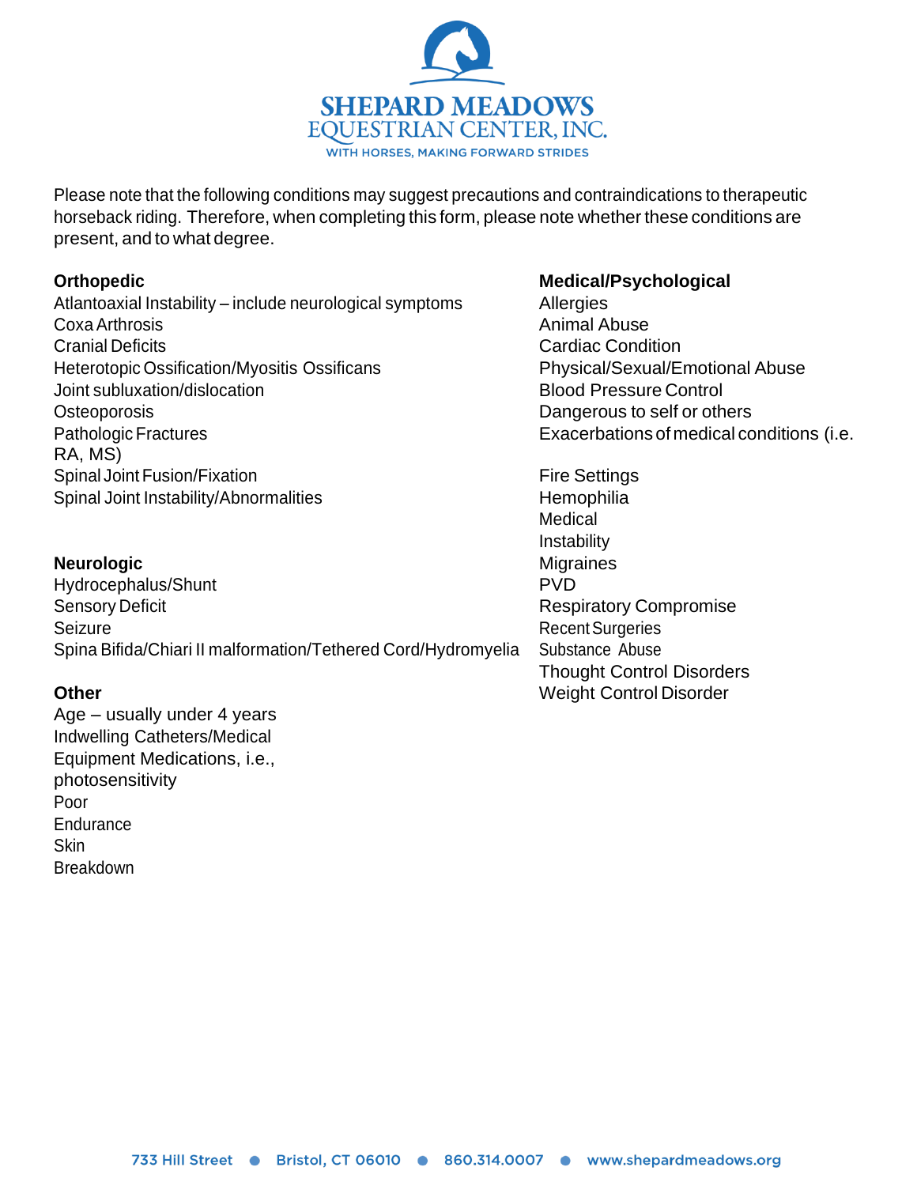# SHEPARD MEADOWS EQUESTRIAN CENTER, INC.

WITH HORSES, MAKING FORWARD STRIDES

Please note that the following conditions may suggest precautions and contraindications to therapeutic horseback riding. Therefore, when completing this form, please note whether these conditions are present, and to what degree.

**Orthopedic**

Atlantoaxial Instability – include neurological symptoms
Coxa Arthrosis
Cranial Deficits
Heterotopic Ossification/Myositis Ossificans
Joint subluxation/dislocation
Osteoporosis
Pathologic Fractures
RA, MS)
Spinal Joint Fusion/Fixation
Spinal Joint Instability/Abnormalities

**Neurologic**

Hydrocephalus/Shunt
Sensory Deficit
Seizure
Spina Bifida/Chiari II malformation/Tethered Cord/Hydromyelia

**Other**

Age – usually under 4 years
Indwelling Catheters/Medical
Equipment Medications, i.e., photosensitivity
Poor
Endurance
Skin
Breakdown

**Medical/Psychological**

Allergies
Animal Abuse
Cardiac Condition
Physical/Sexual/Emotional Abuse
Blood Pressure Control
Dangerous to self or others
Exacerbations of medical conditions (i.e.

Fire Settings
Hemophilia
Medical
Instability
Migraines
PVD
Respiratory Compromise
Recent Surgeries
Substance Abuse
Thought Control Disorders
Weight Control Disorder

733 Hill Street ● Bristol, CT 06010 ● 860.314.0007 ● www.shepardmeadows.org